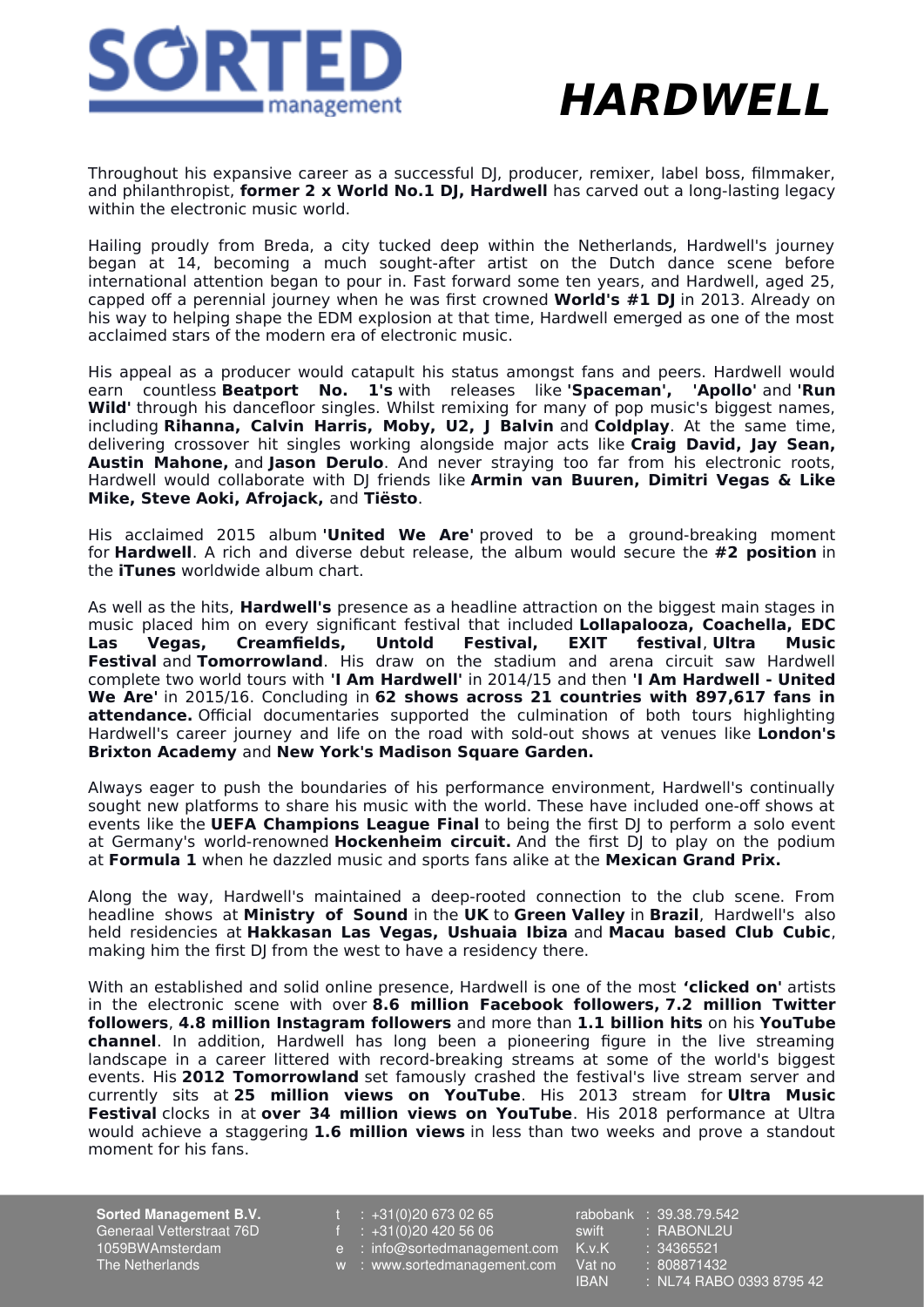SORTED management

# HARDWELL

Throughout his expansive career as a successful DJ, producer, remixer, label boss, filmmaker, and philanthropist, **former 2 x World No.1 DJ, Hardwell** has carved out a long-lasting legacy within the electronic music world.

Hailing proudly from Breda, a city tucked deep within the Netherlands, Hardwell's journey began at 14, becoming a much sought-after artist on the Dutch dance scene before international attention began to pour in. Fast forward some ten years, and Hardwell, aged 25, capped off a perennial journey when he was first crowned **World's #1 DJ** in 2013. Already on his way to helping shape the EDM explosion at that time, Hardwell emerged as one of the most acclaimed stars of the modern era of electronic music.

His appeal as a producer would catapult his status amongst fans and peers. Hardwell would earn countless **Beatport No. 1's** with releases like **'Spaceman', 'Apollo'** and **'Run Wild'** through his dancefloor singles. Whilst remixing for many of pop music's biggest names, including **Rihanna, Calvin Harris, Moby, U2, J Balvin** and **Coldplay**. At the same time, delivering crossover hit singles working alongside major acts like **Craig David, Jay Sean, Austin Mahone,** and **Jason Derulo**. And never straying too far from his electronic roots, Hardwell would collaborate with DJ friends like **Armin van Buuren, Dimitri Vegas & Like Mike, Steve Aoki, Afrojack,** and **Tiësto**.

His acclaimed 2015 album **'United We Are'** proved to be a ground-breaking moment for **Hardwell**. A rich and diverse debut release, the album would secure the **#2 position** in the **iTunes** worldwide album chart.

As well as the hits, **Hardwell's** presence as a headline attraction on the biggest main stages in music placed him on every significant festival that included **Lollapalooza, Coachella, EDC Las Vegas, Creamfields, Untold Festival, EXIT festival**, **Ultra Music Festival** and **Tomorrowland**. His draw on the stadium and arena circuit saw Hardwell complete two world tours with **'I Am Hardwell'** in 2014/15 and then **'I Am Hardwell - United We Are'** in 2015/16. Concluding in **62 shows across 21 countries with 897,617 fans in attendance.** Official documentaries supported the culmination of both tours highlighting Hardwell's career journey and life on the road with sold-out shows at venues like **London's Brixton Academy** and **New York's Madison Square Garden.**

Always eager to push the boundaries of his performance environment, Hardwell's continually sought new platforms to share his music with the world. These have included one-off shows at events like the **UEFA Champions League Final** to being the first DJ to perform a solo event at Germany's world-renowned **Hockenheim circuit.** And the first DJ to play on the podium at **Formula 1** when he dazzled music and sports fans alike at the **Mexican Grand Prix.**

Along the way, Hardwell's maintained a deep-rooted connection to the club scene. From headline shows at **Ministry of Sound** in the **UK** to **Green Valley** in **Brazil**, Hardwell's also held residencies at **Hakkasan Las Vegas, Ushuaia Ibiza** and **Macau based Club Cubic**, making him the first DJ from the west to have a residency there.

With an established and solid online presence, Hardwell is one of the most **'clicked on'** artists in the electronic scene with over **8.6 million Facebook followers, 7.2 million Twitter followers**, **4.8 million Instagram followers** and more than **1.1 billion hits** on his **YouTube channel**. In addition, Hardwell has long been a pioneering figure in the live streaming landscape in a career littered with record-breaking streams at some of the world's biggest events. His **2012 Tomorrowland** set famously crashed the festival's live stream server and currently sits at **25 million views on YouTube**. His 2013 stream for **Ultra Music Festival** clocks in at **over 34 million views on YouTube**. His 2018 performance at Ultra would achieve a staggering **1.6 million views** in less than two weeks and prove a standout moment for his fans.

**Sorted Management B.V.**
Generaal Vetterstraat 76D
1059BWAmsterdam
The Netherlands

t : +31(0)20 673 02 65
f : +31(0)20 420 56 06
e : info@sortedmanagement.com
w : www.sortedmanagement.com

rabobank : 39.38.79.542
swift : RABONL2U
K.v.K : 34365521
Vat no : 808871432
IBAN : NL74 RABO 0393 8795 42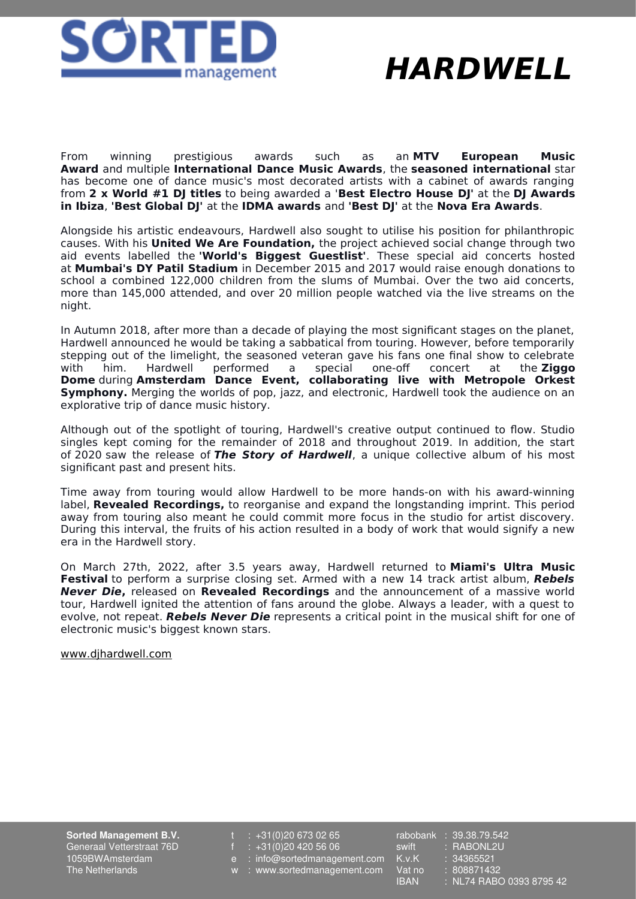# HARDWELL

From winning prestigious awards such as an **MTV European Music Award** and multiple **International Dance Music Awards**, the **seasoned international** star has become one of dance music's most decorated artists with a cabinet of awards ranging from **2 x World #1 DJ titles** to being awarded a '**Best Electro House DJ'** at the **DJ Awards in Ibiza**, **'Best Global DJ'** at the **IDMA awards** and **'Best DJ'** at the **Nova Era Awards**.

Alongside his artistic endeavours, Hardwell also sought to utilise his position for philanthropic causes. With his **United We Are Foundation,** the project achieved social change through two aid events labelled the **'World's Biggest Guestlist'**. These special aid concerts hosted at **Mumbai's DY Patil Stadium** in December 2015 and 2017 would raise enough donations to school a combined 122,000 children from the slums of Mumbai. Over the two aid concerts, more than 145,000 attended, and over 20 million people watched via the live streams on the night.

In Autumn 2018, after more than a decade of playing the most significant stages on the planet, Hardwell announced he would be taking a sabbatical from touring. However, before temporarily stepping out of the limelight, the seasoned veteran gave his fans one final show to celebrate with him. Hardwell performed a special one-off concert at the **Ziggo Dome** during **Amsterdam Dance Event, collaborating live with Metropole Orkest Symphony.** Merging the worlds of pop, jazz, and electronic, Hardwell took the audience on an explorative trip of dance music history.

Although out of the spotlight of touring, Hardwell's creative output continued to flow. Studio singles kept coming for the remainder of 2018 and throughout 2019. In addition, the start of 2020 saw the release of ***The Story of Hardwell***, a unique collective album of his most significant past and present hits.

Time away from touring would allow Hardwell to be more hands-on with his award-winning label, **Revealed Recordings,** to reorganise and expand the longstanding imprint. This period away from touring also meant he could commit more focus in the studio for artist discovery. During this interval, the fruits of his action resulted in a body of work that would signify a new era in the Hardwell story.

On March 27th, 2022, after 3.5 years away, Hardwell returned to **Miami's Ultra Music Festival** to perform a surprise closing set. Armed with a new 14 track artist album, ***Rebels Never Die*****,** released on **Revealed Recordings** and the announcement of a massive world tour, Hardwell ignited the attention of fans around the globe. Always a leader, with a quest to evolve, not repeat. ***Rebels Never Die*** represents a critical point in the musical shift for one of electronic music's biggest known stars.

www.djhardwell.com